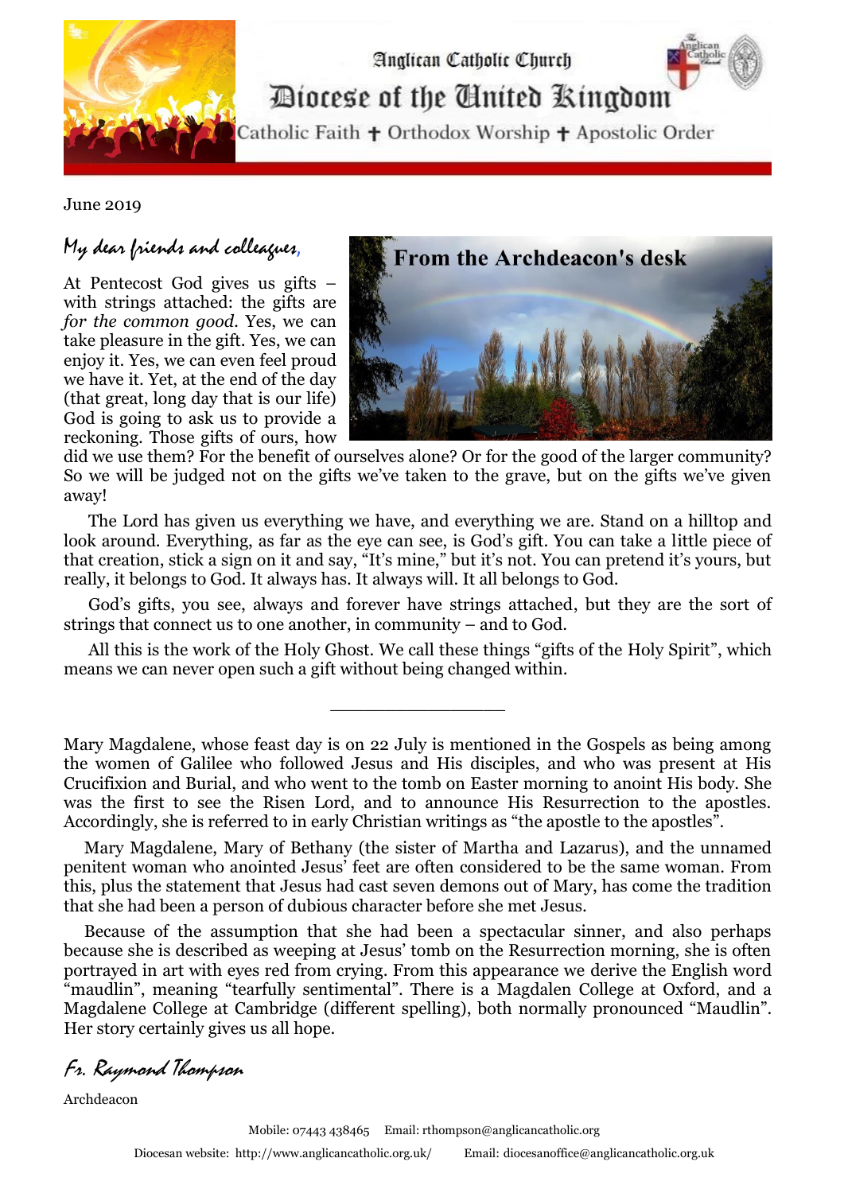Anglican Catholic Church

# Diocese of the United Kingdom

Catholic Faith ✝ Orthodox Worship ✝ Apostolic Order

June 2019

From the Archdeacon's desk

*My dear friends and colleagues,*

At Pentecost God gives us gifts – with strings attached: the gifts are *for the common good*. Yes, we can take pleasure in the gift. Yes, we can enjoy it. Yes, we can even feel proud we have it. Yet, at the end of the day (that great, long day that is our life) God is going to ask us to provide a reckoning. Those gifts of ours, how did we use them? For the benefit of ourselves alone? Or for the good of the larger community? So we will be judged not on the gifts we've taken to the grave, but on the gifts we've given away!

The Lord has given us everything we have, and everything we are. Stand on a hilltop and look around. Everything, as far as the eye can see, is God's gift. You can take a little piece of that creation, stick a sign on it and say, "It's mine," but it's not. You can pretend it's yours, but really, it belongs to God. It always has. It always will. It all belongs to God.

God's gifts, you see, always and forever have strings attached, but they are the sort of strings that connect us to one another, in community – and to God.

All this is the work of the Holy Ghost. We call these things "gifts of the Holy Spirit", which means we can never open such a gift without being changed within.

---

Mary Magdalene, whose feast day is on 22 July is mentioned in the Gospels as being among the women of Galilee who followed Jesus and His disciples, and who was present at His Crucifixion and Burial, and who went to the tomb on Easter morning to anoint His body. She was the first to see the Risen Lord, and to announce His Resurrection to the apostles. Accordingly, she is referred to in early Christian writings as "the apostle to the apostles".

Mary Magdalene, Mary of Bethany (the sister of Martha and Lazarus), and the unnamed penitent woman who anointed Jesus' feet are often considered to be the same woman. From this, plus the statement that Jesus had cast seven demons out of Mary, has come the tradition that she had been a person of dubious character before she met Jesus.

Because of the assumption that she had been a spectacular sinner, and also perhaps because she is described as weeping at Jesus' tomb on the Resurrection morning, she is often portrayed in art with eyes red from crying. From this appearance we derive the English word "maudlin", meaning "tearfully sentimental". There is a Magdalen College at Oxford, and a Magdalene College at Cambridge (different spelling), both normally pronounced "Maudlin". Her story certainly gives us all hope.

*Fr. Raymond Thompson*

Archdeacon

Mobile: 07443 438465 Email: rthompson@anglicancatholic.org

Diocesan website: http://www.anglicancatholic.org.uk/ Email: diocesanoffice@anglicancatholic.org.uk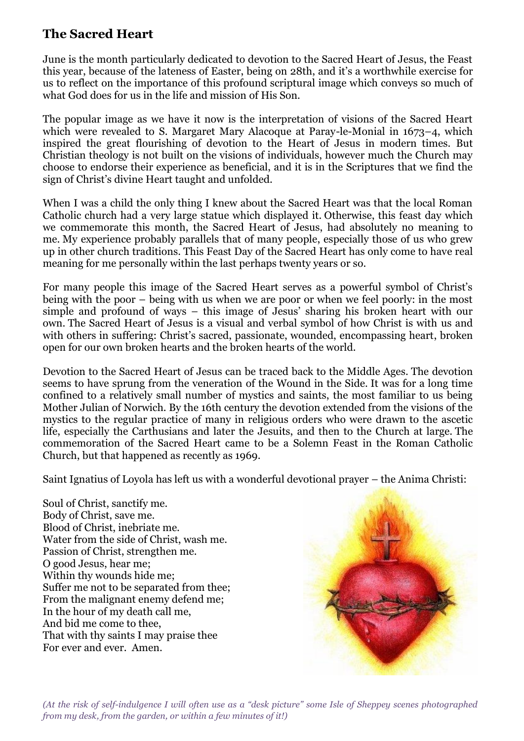## The Sacred Heart

June is the month particularly dedicated to devotion to the Sacred Heart of Jesus, the Feast this year, because of the lateness of Easter, being on 28th, and it's a worthwhile exercise for us to reflect on the importance of this profound scriptural image which conveys so much of what God does for us in the life and mission of His Son.

The popular image as we have it now is the interpretation of visions of the Sacred Heart which were revealed to S. Margaret Mary Alacoque at Paray-le-Monial in 1673–4, which inspired the great flourishing of devotion to the Heart of Jesus in modern times. But Christian theology is not built on the visions of individuals, however much the Church may choose to endorse their experience as beneficial, and it is in the Scriptures that we find the sign of Christ's divine Heart taught and unfolded.

When I was a child the only thing I knew about the Sacred Heart was that the local Roman Catholic church had a very large statue which displayed it. Otherwise, this feast day which we commemorate this month, the Sacred Heart of Jesus, had absolutely no meaning to me. My experience probably parallels that of many people, especially those of us who grew up in other church traditions. This Feast Day of the Sacred Heart has only come to have real meaning for me personally within the last perhaps twenty years or so.

For many people this image of the Sacred Heart serves as a powerful symbol of Christ's being with the poor – being with us when we are poor or when we feel poorly: in the most simple and profound of ways – this image of Jesus' sharing his broken heart with our own. The Sacred Heart of Jesus is a visual and verbal symbol of how Christ is with us and with others in suffering: Christ's sacred, passionate, wounded, encompassing heart, broken open for our own broken hearts and the broken hearts of the world.

Devotion to the Sacred Heart of Jesus can be traced back to the Middle Ages. The devotion seems to have sprung from the veneration of the Wound in the Side. It was for a long time confined to a relatively small number of mystics and saints, the most familiar to us being Mother Julian of Norwich. By the 16th century the devotion extended from the visions of the mystics to the regular practice of many in religious orders who were drawn to the ascetic life, especially the Carthusians and later the Jesuits, and then to the Church at large. The commemoration of the Sacred Heart came to be a Solemn Feast in the Roman Catholic Church, but that happened as recently as 1969.

Saint Ignatius of Loyola has left us with a wonderful devotional prayer – the Anima Christi:

Soul of Christ, sanctify me.
Body of Christ, save me.
Blood of Christ, inebriate me.
Water from the side of Christ, wash me.
Passion of Christ, strengthen me.
O good Jesus, hear me;
Within thy wounds hide me;
Suffer me not to be separated from thee;
From the malignant enemy defend me;
In the hour of my death call me,
And bid me come to thee,
That with thy saints I may praise thee
For ever and ever. Amen.

*(At the risk of self-indulgence I will often use as a "desk picture" some Isle of Sheppey scenes photographed from my desk, from the garden, or within a few minutes of it!)*